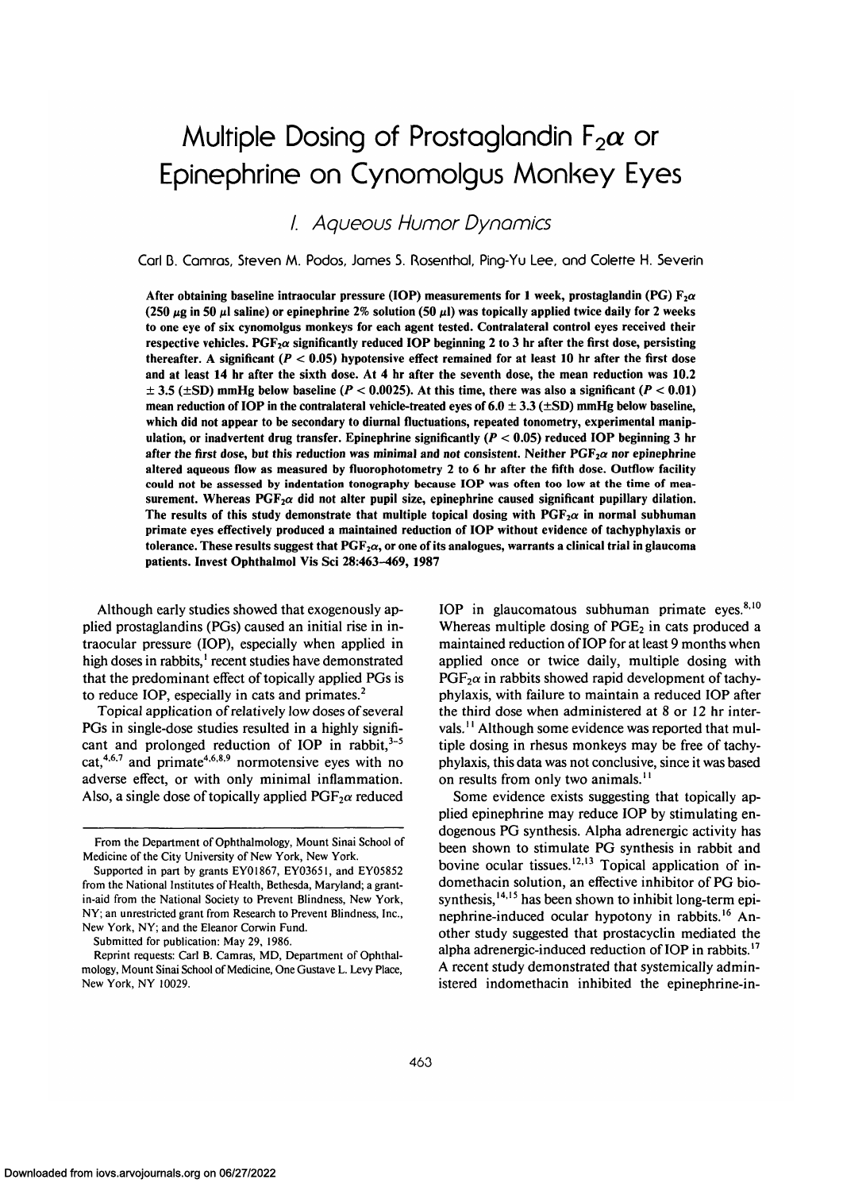# Multiple Dosing of Prostaglandin $F_{2}\alpha$ or Epinephrine on Cynomolgus Monkey Eyes

## I. Aqueous Humor Dynamics

Carl B. Camras, Steven M. Podos, James S. Rosenthal, Ping-Yu Lee, and Colette H. Severin

**After obtaining baseline intraocular pressure (IOP) measurements for 1 week, prostaglandin (PG) $F_{2}\alpha$ (250 $\mu$g in 50 $\mu$l saline) or epinephrine 2% solution (50 $\mu$l) was topically applied twice daily for 2 weeks to one eye of six cynomolgus monkeys for each agent tested. Contralateral control eyes received their respective vehicles. $PGF_{2}\alpha$ significantly reduced IOP beginning 2 to 3 hr after the first dose, persisting thereafter. A significant ($P < 0.05$) hypotensive effect remained for at least 10 hr after the first dose and at least 14 hr after the sixth dose. At 4 hr after the seventh dose, the mean reduction was 10.2 $\pm$ 3.5 ($\pm$SD) mmHg below baseline ($P < 0.0025$). At this time, there was also a significant ($P < 0.01$) mean reduction of IOP in the contralateral vehicle-treated eyes of 6.0 $\pm$ 3.3 ($\pm$SD) mmHg below baseline, which did not appear to be secondary to diurnal fluctuations, repeated tonometry, experimental manipulation, or inadvertent drug transfer. Epinephrine significantly ($P < 0.05$) reduced IOP beginning 3 hr after the first dose, but this reduction was minimal and not consistent. Neither $PGF_{2}\alpha$ nor epinephrine altered aqueous flow as measured by fluorophotometry 2 to 6 hr after the fifth dose. Outflow facility could not be assessed by indentation tonography because IOP was often too low at the time of measurement. Whereas $PGF_{2}\alpha$ did not alter pupil size, epinephrine caused significant pupillary dilation. The results of this study demonstrate that multiple topical dosing with $PGF_{2}\alpha$ in normal subhuman primate eyes effectively produced a maintained reduction of IOP without evidence of tachyphylaxis or tolerance. These results suggest that $PGF_{2}\alpha$, or one of its analogues, warrants a clinical trial in glaucoma patients. Invest Ophthalmol Vis Sci 28:463–469, 1987**

Although early studies showed that exogenously applied prostaglandins (PGs) caused an initial rise in intraocular pressure (IOP), especially when applied in high doses in rabbits,[1] recent studies have demonstrated that the predominant effect of topically applied PGs is to reduce IOP, especially in cats and primates.[2]

Topical application of relatively low doses of several PGs in single-dose studies resulted in a highly significant and prolonged reduction of IOP in rabbit,[3–5] cat,[4,6,7] and primate[4,6,8,9] normotensive eyes with no adverse effect, or with only minimal inflammation. Also, a single dose of topically applied $PGF_{2}\alpha$ reduced IOP in glaucomatous subhuman primate eyes.[8,10] Whereas multiple dosing of $PGE_2$ in cats produced a maintained reduction of IOP for at least 9 months when applied once or twice daily, multiple dosing with $PGF_{2}\alpha$ in rabbits showed rapid development of tachyphylaxis, with failure to maintain a reduced IOP after the third dose when administered at 8 or 12 hr intervals.[11] Although some evidence was reported that multiple dosing in rhesus monkeys may be free of tachyphylaxis, this data was not conclusive, since it was based on results from only two animals.[11]

Some evidence exists suggesting that topically applied epinephrine may reduce IOP by stimulating endogenous PG synthesis. Alpha adrenergic activity has been shown to stimulate PG synthesis in rabbit and bovine ocular tissues.[12,13] Topical application of indomethacin solution, an effective inhibitor of PG biosynthesis,[14,15] has been shown to inhibit long-term epinephrine-induced ocular hypotony in rabbits.[16] Another study suggested that prostacyclin mediated the alpha adrenergic-induced reduction of IOP in rabbits.[17] A recent study demonstrated that systemically administered indomethacin inhibited the epinephrine-in-

From the Department of Ophthalmology, Mount Sinai School of Medicine of the City University of New York, New York.

Supported in part by grants EY01867, EY03651, and EY05852 from the National Institutes of Health, Bethesda, Maryland; a grant-in-aid from the National Society to Prevent Blindness, New York, NY; an unrestricted grant from Research to Prevent Blindness, Inc., New York, NY; and the Eleanor Corwin Fund.

Submitted for publication: May 29, 1986.

Reprint requests: Carl B. Camras, MD, Department of Ophthalmology, Mount Sinai School of Medicine, One Gustave L. Levy Place, New York, NY 10029.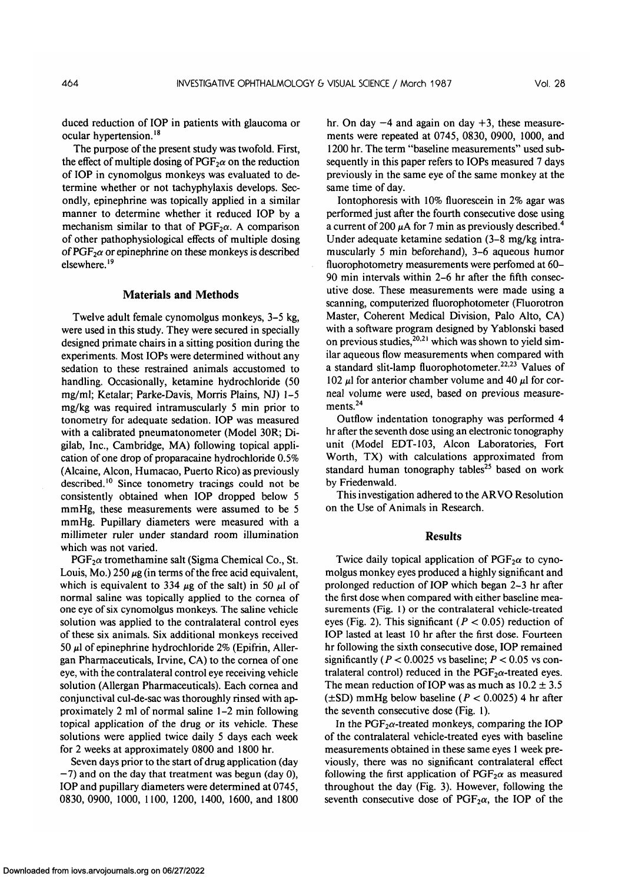duced reduction of IOP in patients with glaucoma or ocular hypertension.[18]

The purpose of the present study was twofold. First, the effect of multiple dosing of $PGF_{2}\alpha$ on the reduction of IOP in cynomolgus monkeys was evaluated to determine whether or not tachyphylaxis develops. Secondly, epinephrine was topically applied in a similar manner to determine whether it reduced IOP by a mechanism similar to that of $PGF_{2}\alpha$. A comparison of other pathophysiological effects of multiple dosing of $PGF_{2}\alpha$ or epinephrine on these monkeys is described elsewhere.[19]

## Materials and Methods

Twelve adult female cynomolgus monkeys, 3–5 kg, were used in this study. They were secured in specially designed primate chairs in a sitting position during the experiments. Most IOPs were determined without any sedation to these restrained animals accustomed to handling. Occasionally, ketamine hydrochloride (50 mg/ml; Ketalar; Parke-Davis, Morris Plains, NJ) 1–5 mg/kg was required intramuscularly 5 min prior to tonometry for adequate sedation. IOP was measured with a calibrated pneumatonometer (Model 30R; Digilab, Inc., Cambridge, MA) following topical application of one drop of proparacaine hydrochloride 0.5% (Alcaine, Alcon, Humacao, Puerto Rico) as previously described.[10] Since tonometry tracings could not be consistently obtained when IOP dropped below 5 mmHg, these measurements were assumed to be 5 mmHg. Pupillary diameters were measured with a millimeter ruler under standard room illumination which was not varied.

$PGF_{2}\alpha$ tromethamine salt (Sigma Chemical Co., St. Louis, Mo.) 250 $\mu$g (in terms of the free acid equivalent, which is equivalent to 334 $\mu$g of the salt) in 50 $\mu$l of normal saline was topically applied to the cornea of one eye of six cynomolgus monkeys. The saline vehicle solution was applied to the contralateral control eyes of these six animals. Six additional monkeys received 50 $\mu$l of epinephrine hydrochloride 2% (Epifrin, Allergan Pharmaceuticals, Irvine, CA) to the cornea of one eye, with the contralateral control eye receiving vehicle solution (Allergan Pharmaceuticals). Each cornea and conjunctival cul-de-sac was thoroughly rinsed with approximately 2 ml of normal saline 1–2 min following topical application of the drug or its vehicle. These solutions were applied twice daily 5 days each week for 2 weeks at approximately 0800 and 1800 hr.

Seven days prior to the start of drug application (day −7) and on the day that treatment was begun (day 0), IOP and pupillary diameters were determined at 0745, 0830, 0900, 1000, 1100, 1200, 1400, 1600, and 1800 hr. On day −4 and again on day +3, these measurements were repeated at 0745, 0830, 0900, 1000, and 1200 hr. The term "baseline measurements" used subsequently in this paper refers to IOPs measured 7 days previously in the same eye of the same monkey at the same time of day.

Iontophoresis with 10% fluorescein in 2% agar was performed just after the fourth consecutive dose using a current of 200 $\mu$A for 7 min as previously described.[4] Under adequate ketamine sedation (3–8 mg/kg intramuscularly 5 min beforehand), 3–6 aqueous humor fluorophotometry measurements were perfomed at 60–90 min intervals within 2–6 hr after the fifth consecutive dose. These measurements were made using a scanning, computerized fluorophotometer (Fluorotron Master, Coherent Medical Division, Palo Alto, CA) with a software program designed by Yablonski based on previous studies,[20,21] which was shown to yield similar aqueous flow measurements when compared with a standard slit-lamp fluorophotometer.[22,23] Values of 102 $\mu$l for anterior chamber volume and 40 $\mu$l for corneal volume were used, based on previous measurements.[24]

Outflow indentation tonography was performed 4 hr after the seventh dose using an electronic tonography unit (Model EDT-103, Alcon Laboratories, Fort Worth, TX) with calculations approximated from standard human tonography tables[25] based on work by Friedenwald.

This investigation adhered to the ARVO Resolution on the Use of Animals in Research.

## Results

Twice daily topical application of $PGF_{2}\alpha$ to cynomolgus monkey eyes produced a highly significant and prolonged reduction of IOP which began 2–3 hr after the first dose when compared with either baseline measurements (Fig. 1) or the contralateral vehicle-treated eyes (Fig. 2). This significant ($P < 0.05$) reduction of IOP lasted at least 10 hr after the first dose. Fourteen hr following the sixth consecutive dose, IOP remained significantly ($P < 0.0025$ vs baseline; $P < 0.05$ vs contralateral control) reduced in the $PGF_{2}\alpha$-treated eyes. The mean reduction of IOP was as much as $10.2 \pm 3.5$ ($\pm$SD) mmHg below baseline ($P < 0.0025$) 4 hr after the seventh consecutive dose (Fig. 1).

In the $PGF_{2}\alpha$-treated monkeys, comparing the IOP of the contralateral vehicle-treated eyes with baseline measurements obtained in these same eyes 1 week previously, there was no significant contralateral effect following the first application of $PGF_{2}\alpha$ as measured throughout the day (Fig. 3). However, following the seventh consecutive dose of $PGF_{2}\alpha$, the IOP of the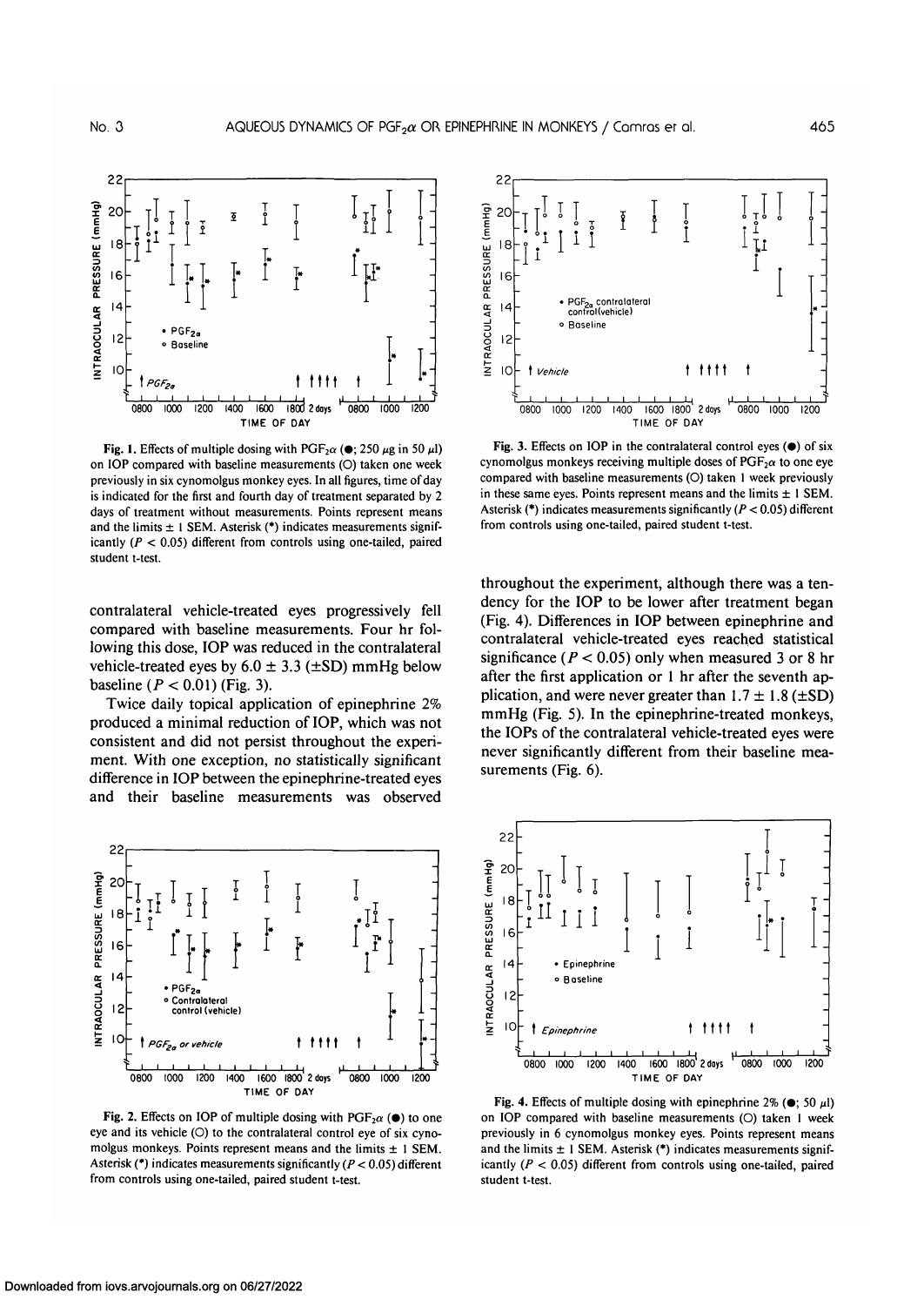contralateral vehicle-treated eyes progressively fell compared with baseline measurements. Four hr following this dose, IOP was reduced in the contralateral vehicle-treated eyes by $6.0 \pm 3.3$ (±SD) mmHg below baseline ($P < 0.01$) (Fig. 3).

Twice daily topical application of epinephrine 2% produced a minimal reduction of IOP, which was not consistent and did not persist throughout the experiment. With one exception, no statistically significant difference in IOP between the epinephrine-treated eyes and their baseline measurements was observed throughout the experiment, although there was a tendency for the IOP to be lower after treatment began (Fig. 4). Differences in IOP between epinephrine and contralateral vehicle-treated eyes reached statistical significance ($P < 0.05$) only when measured 3 or 8 hr after the first application or 1 hr after the seventh application, and were never greater than $1.7 \pm 1.8$ (±SD) mmHg (Fig. 5). In the epinephrine-treated monkeys, the IOPs of the contralateral vehicle-treated eyes were never significantly different from their baseline measurements (Fig. 6).

**Fig. 1.** Effects of multiple dosing with $PGF_{2}\alpha$ (●; 250 μg in 50 μl) on IOP compared with baseline measurements (○) taken one week previously in six cynomolgus monkey eyes. In all figures, time of day is indicated for the first and fourth day of treatment separated by 2 days of treatment without measurements. Points represent means and the limits ± 1 SEM. Asterisk (*) indicates measurements significantly ($P < 0.05$) different from controls using one-tailed, paired student t-test.

**Fig. 2.** Effects on IOP of multiple dosing with $PGF_{2}\alpha$ (●) to one eye and its vehicle (○) to the contralateral control eye of six cynomolgus monkeys. Points represent means and the limits ± 1 SEM. Asterisk (*) indicates measurements significantly ($P < 0.05$) different from controls using one-tailed, paired student t-test.

**Fig. 3.** Effects on IOP in the contralateral control eyes (●) of six cynomolgus monkeys receiving multiple doses of $PGF_{2}\alpha$ to one eye compared with baseline measurements (○) taken 1 week previously in these same eyes. Points represent means and the limits ± 1 SEM. Asterisk (*) indicates measurements significantly ($P < 0.05$) different from controls using one-tailed, paired student t-test.

**Fig. 4.** Effects of multiple dosing with epinephrine 2% (●; 50 μl) on IOP compared with baseline measurements (○) taken 1 week previously in 6 cynomolgus monkey eyes. Points represent means and the limits ± 1 SEM. Asterisk (*) indicates measurements significantly ($P < 0.05$) different from controls using one-tailed, paired student t-test.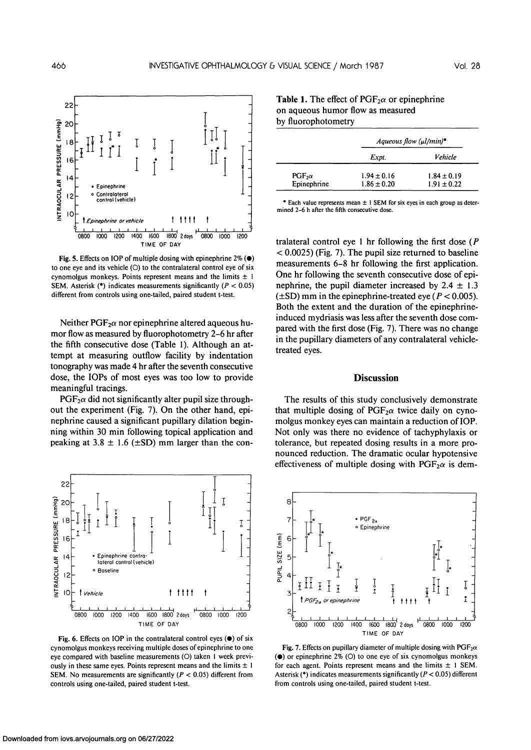Fig. 5. Effects on IOP of multiple dosing with epinephrine 2% (●) to one eye and its vehicle (○) to the contralateral control eye of six cynomolgus monkeys. Points represent means and the limits ± 1 SEM. Asterisk (*) indicates measurements significantly ($P < 0.05$) different from controls using one-tailed, paired student t-test.

Neither $PGF_{2}\alpha$ nor epinephrine altered aqueous humor flow as measured by fluorophotometry 2–6 hr after the fifth consecutive dose (Table 1). Although an attempt at measuring outflow facility by indentation tonography was made 4 hr after the seventh consecutive dose, the IOPs of most eyes was too low to provide meaningful tracings.

$PGF_{2}\alpha$ did not significantly alter pupil size throughout the experiment (Fig. 7). On the other hand, epinephrine caused a significant pupillary dilation beginning within 30 min following topical application and peaking at 3.8 ± 1.6 (±SD) mm larger than the contralateral control eye 1 hr following the first dose ($P < 0.0025$) (Fig. 7). The pupil size returned to baseline measurements 6–8 hr following the first application. One hr following the seventh consecutive dose of epinephrine, the pupil diameter increased by 2.4 ± 1.3 (±SD) mm in the epinephrine-treated eye ($P < 0.005$). Both the extent and the duration of the epinephrine-induced mydriasis was less after the seventh dose compared with the first dose (Fig. 7). There was no change in the pupillary diameters of any contralateral vehicle-treated eyes.

Fig. 6. Effects on IOP in the contralateral control eyes (●) of six cynomolgus monkeys receiving multiple doses of epinephrine to one eye compared with baseline measurements (○) taken 1 week previously in these same eyes. Points represent means and the limits ± 1 SEM. No measurements are significantly ($P < 0.05$) different from controls using one-tailed, paired student t-test.

**Table 1.** The effect of $PGF_{2}\alpha$ or epinephrine on aqueous humor flow as measured by fluorophotometry

| | Aqueous flow (µl/min)* | |
|---|---|---|
| | *Expt.* | *Vehicle* |
| $PGF_{2}\alpha$ | 1.94 ± 0.16 | 1.84 ± 0.19 |
| Epinephrine | 1.86 ± 0.20 | 1.91 ± 0.22 |

\* Each value represents mean ± 1 SEM for six eyes in each group as determined 2–6 h after the fifth consecutive dose.

## Discussion

The results of this study conclusively demonstrate that multiple dosing of $PGF_{2}\alpha$ twice daily on cynomolgus monkey eyes can maintain a reduction of IOP. Not only was there no evidence of tachyphylaxis or tolerance, but repeated dosing results in a more pronounced reduction. The dramatic ocular hypotensive effectiveness of multiple dosing with $PGF_{2}\alpha$ is dem-

Fig. 7. Effects on pupillary diameter of multiple dosing with $PGF_{2}\alpha$ (●) or epinephrine 2% (○) to one eye of six cynomolgus monkeys for each agent. Points represent means and the limits ± 1 SEM. Asterisk (*) indicates measurements significantly ($P < 0.05$) different from controls using one-tailed, paired student t-test.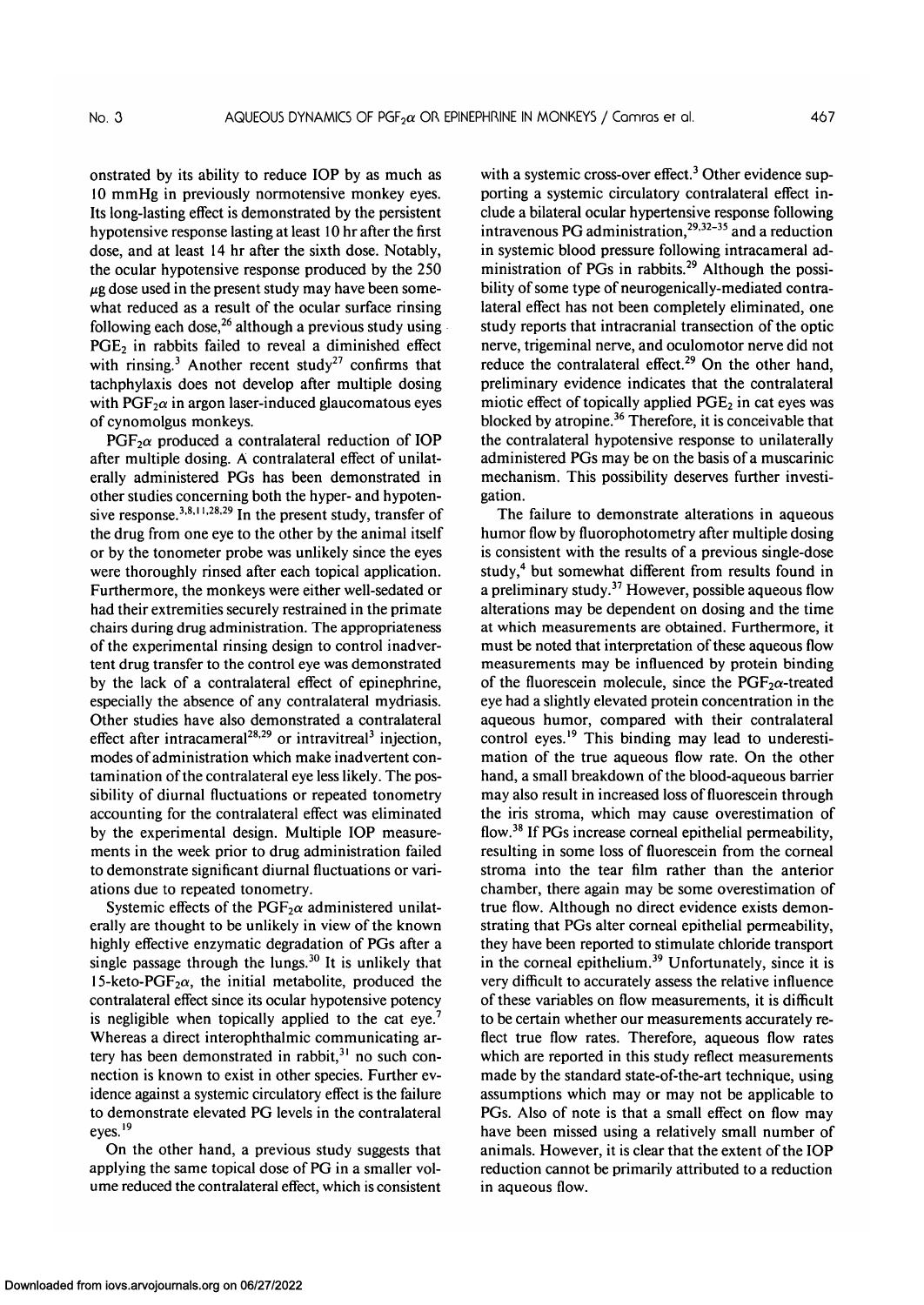onstrated by its ability to reduce IOP by as much as 10 mmHg in previously normotensive monkey eyes. Its long-lasting effect is demonstrated by the persistent hypotensive response lasting at least 10 hr after the first dose, and at least 14 hr after the sixth dose. Notably, the ocular hypotensive response produced by the 250 $\mu$g dose used in the present study may have been somewhat reduced as a result of the ocular surface rinsing following each dose,[26] although a previous study using $PGE_2$ in rabbits failed to reveal a diminished effect with rinsing.[3] Another recent study[27] confirms that tachphylaxis does not develop after multiple dosing with $PGF_{2}\alpha$ in argon laser-induced glaucomatous eyes of cynomolgus monkeys.

$PGF_{2}\alpha$ produced a contralateral reduction of IOP after multiple dosing. A contralateral effect of unilaterally administered PGs has been demonstrated in other studies concerning both the hyper- and hypotensive response.[3,8,11,28,29] In the present study, transfer of the drug from one eye to the other by the animal itself or by the tonometer probe was unlikely since the eyes were thoroughly rinsed after each topical application. Furthermore, the monkeys were either well-sedated or had their extremities securely restrained in the primate chairs during drug administration. The appropriateness of the experimental rinsing design to control inadvertent drug transfer to the control eye was demonstrated by the lack of a contralateral effect of epinephrine, especially the absence of any contralateral mydriasis. Other studies have also demonstrated a contralateral effect after intracameral[28,29] or intravitreal[3] injection, modes of administration which make inadvertent contamination of the contralateral eye less likely. The possibility of diurnal fluctuations or repeated tonometry accounting for the contralateral effect was eliminated by the experimental design. Multiple IOP measurements in the week prior to drug administration failed to demonstrate significant diurnal fluctuations or variations due to repeated tonometry.

Systemic effects of the $PGF_{2}\alpha$ administered unilaterally are thought to be unlikely in view of the known highly effective enzymatic degradation of PGs after a single passage through the lungs.[30] It is unlikely that 15-keto-$PGF_{2}\alpha$, the initial metabolite, produced the contralateral effect since its ocular hypotensive potency is negligible when topically applied to the cat eye.[7] Whereas a direct interophthalmic communicating artery has been demonstrated in rabbit,[31] no such connection is known to exist in other species. Further evidence against a systemic circulatory effect is the failure to demonstrate elevated PG levels in the contralateral eyes.[19]

On the other hand, a previous study suggests that applying the same topical dose of PG in a smaller volume reduced the contralateral effect, which is consistent with a systemic cross-over effect.[3] Other evidence supporting a systemic circulatory contralateral effect include a bilateral ocular hypertensive response following intravenous PG administration,[29,32-35] and a reduction in systemic blood pressure following intracameral administration of PGs in rabbits.[29] Although the possibility of some type of neurogenically-mediated contralateral effect has not been completely eliminated, one study reports that intracranial transection of the optic nerve, trigeminal nerve, and oculomotor nerve did not reduce the contralateral effect.[29] On the other hand, preliminary evidence indicates that the contralateral miotic effect of topically applied $PGE_2$ in cat eyes was blocked by atropine.[36] Therefore, it is conceivable that the contralateral hypotensive response to unilaterally administered PGs may be on the basis of a muscarinic mechanism. This possibility deserves further investigation.

The failure to demonstrate alterations in aqueous humor flow by fluorophotometry after multiple dosing is consistent with the results of a previous single-dose study,[4] but somewhat different from results found in a preliminary study.[37] However, possible aqueous flow alterations may be dependent on dosing and the time at which measurements are obtained. Furthermore, it must be noted that interpretation of these aqueous flow measurements may be influenced by protein binding of the fluorescein molecule, since the $PGF_{2}\alpha$-treated eye had a slightly elevated protein concentration in the aqueous humor, compared with their contralateral control eyes.[19] This binding may lead to underestimation of the true aqueous flow rate. On the other hand, a small breakdown of the blood-aqueous barrier may also result in increased loss of fluorescein through the iris stroma, which may cause overestimation of flow.[38] If PGs increase corneal epithelial permeability, resulting in some loss of fluorescein from the corneal stroma into the tear film rather than the anterior chamber, there again may be some overestimation of true flow. Although no direct evidence exists demonstrating that PGs alter corneal epithelial permeability, they have been reported to stimulate chloride transport in the corneal epithelium.[39] Unfortunately, since it is very difficult to accurately assess the relative influence of these variables on flow measurements, it is difficult to be certain whether our measurements accurately reflect true flow rates. Therefore, aqueous flow rates which are reported in this study reflect measurements made by the standard state-of-the-art technique, using assumptions which may or may not be applicable to PGs. Also of note is that a small effect on flow may have been missed using a relatively small number of animals. However, it is clear that the extent of the IOP reduction cannot be primarily attributed to a reduction in aqueous flow.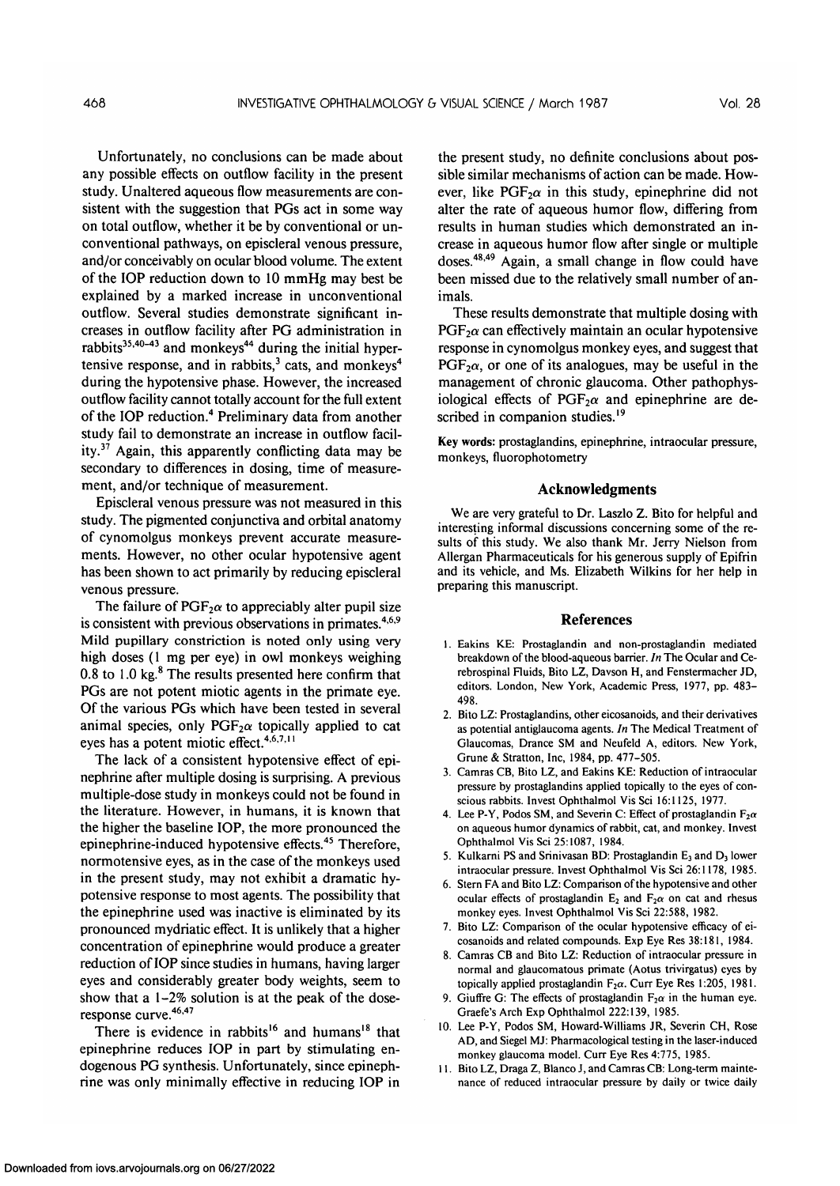Unfortunately, no conclusions can be made about any possible effects on outflow facility in the present study. Unaltered aqueous flow measurements are consistent with the suggestion that PGs act in some way on total outflow, whether it be by conventional or unconventional pathways, on episcleral venous pressure, and/or conceivably on ocular blood volume. The extent of the IOP reduction down to 10 mmHg may best be explained by a marked increase in unconventional outflow. Several studies demonstrate significant increases in outflow facility after PG administration in rabbits[35,40–43] and monkeys[44] during the initial hypertensive response, and in rabbits,[3] cats, and monkeys[4] during the hypotensive phase. However, the increased outflow facility cannot totally account for the full extent of the IOP reduction.[4] Preliminary data from another study fail to demonstrate an increase in outflow facility.[37] Again, this apparently conflicting data may be secondary to differences in dosing, time of measurement, and/or technique of measurement.

Episcleral venous pressure was not measured in this study. The pigmented conjunctiva and orbital anatomy of cynomolgus monkeys prevent accurate measurements. However, no other ocular hypotensive agent has been shown to act primarily by reducing episcleral venous pressure.

The failure of $PGF_{2}\alpha$ to appreciably alter pupil size is consistent with previous observations in primates.[4,6,9] Mild pupillary constriction is noted only using very high doses (1 mg per eye) in owl monkeys weighing 0.8 to 1.0 kg.[8] The results presented here confirm that PGs are not potent miotic agents in the primate eye. Of the various PGs which have been tested in several animal species, only $PGF_{2}\alpha$ topically applied to cat eyes has a potent miotic effect.[4,6,7,11]

The lack of a consistent hypotensive effect of epinephrine after multiple dosing is surprising. A previous multiple-dose study in monkeys could not be found in the literature. However, in humans, it is known that the higher the baseline IOP, the more pronounced the epinephrine-induced hypotensive effects.[45] Therefore, normotensive eyes, as in the case of the monkeys used in the present study, may not exhibit a dramatic hypotensive response to most agents. The possibility that the epinephrine used was inactive is eliminated by its pronounced mydriatic effect. It is unlikely that a higher concentration of epinephrine would produce a greater reduction of IOP since studies in humans, having larger eyes and considerably greater body weights, seem to show that a 1–2% solution is at the peak of the dose-response curve.[46,47]

There is evidence in rabbits[16] and humans[18] that epinephrine reduces IOP in part by stimulating endogenous PG synthesis. Unfortunately, since epinephrine was only minimally effective in reducing IOP in the present study, no definite conclusions about possible similar mechanisms of action can be made. However, like $PGF_{2}\alpha$ in this study, epinephrine did not alter the rate of aqueous humor flow, differing from results in human studies which demonstrated an increase in aqueous humor flow after single or multiple doses.[48,49] Again, a small change in flow could have been missed due to the relatively small number of animals.

These results demonstrate that multiple dosing with $PGF_{2}\alpha$ can effectively maintain an ocular hypotensive response in cynomolgus monkey eyes, and suggest that $PGF_{2}\alpha$, or one of its analogues, may be useful in the management of chronic glaucoma. Other pathophysiological effects of $PGF_{2}\alpha$ and epinephrine are described in companion studies.[19]

**Key words:** prostaglandins, epinephrine, intraocular pressure, monkeys, fluorophotometry

## Acknowledgments

We are very grateful to Dr. Laszlo Z. Bito for helpful and interesting informal discussions concerning some of the results of this study. We also thank Mr. Jerry Nielson from Allergan Pharmaceuticals for his generous supply of Epifrin and its vehicle, and Ms. Elizabeth Wilkins for her help in preparing this manuscript.

## References

1. Eakins KE: Prostaglandin and non-prostaglandin mediated breakdown of the blood-aqueous barrier. *In* The Ocular and Cerebrospinal Fluids, Bito LZ, Davson H, and Fenstermacher JD, editors. London, New York, Academic Press, 1977, pp. 483–498.
2. Bito LZ: Prostaglandins, other eicosanoids, and their derivatives as potential antiglaucoma agents. *In* The Medical Treatment of Glaucomas, Drance SM and Neufeld A, editors. New York, Grune & Stratton, Inc, 1984, pp. 477–505.
3. Camras CB, Bito LZ, and Eakins KE: Reduction of intraocular pressure by prostaglandins applied topically to the eyes of conscious rabbits. Invest Ophthalmol Vis Sci 16:1125, 1977.
4. Lee P-Y, Podos SM, and Severin C: Effect of prostaglandin $F_{2}\alpha$ on aqueous humor dynamics of rabbit, cat, and monkey. Invest Ophthalmol Vis Sci 25:1087, 1984.
5. Kulkarni PS and Srinivasan BD: Prostaglandin $E_3$ and $D_3$ lower intraocular pressure. Invest Ophthalmol Vis Sci 26:1178, 1985.
6. Stern FA and Bito LZ: Comparison of the hypotensive and other ocular effects of prostaglandin $E_2$ and $F_{2}\alpha$ on cat and rhesus monkey eyes. Invest Ophthalmol Vis Sci 22:588, 1982.
7. Bito LZ: Comparison of the ocular hypotensive efficacy of eicosanoids and related compounds. Exp Eye Res 38:181, 1984.
8. Camras CB and Bito LZ: Reduction of intraocular pressure in normal and glaucomatous primate (Aotus trivirgatus) eyes by topically applied prostaglandin $F_{2}\alpha$. Curr Eye Res 1:205, 1981.
9. Giuffre G: The effects of prostaglandin $F_{2}\alpha$ in the human eye. Graefe's Arch Exp Ophthalmol 222:139, 1985.
10. Lee P-Y, Podos SM, Howard-Williams JR, Severin CH, Rose AD, and Siegel MJ: Pharmacological testing in the laser-induced monkey glaucoma model. Curr Eye Res 4:775, 1985.
11. Bito LZ, Draga Z, Blanco J, and Camras CB: Long-term maintenance of reduced intraocular pressure by daily or twice daily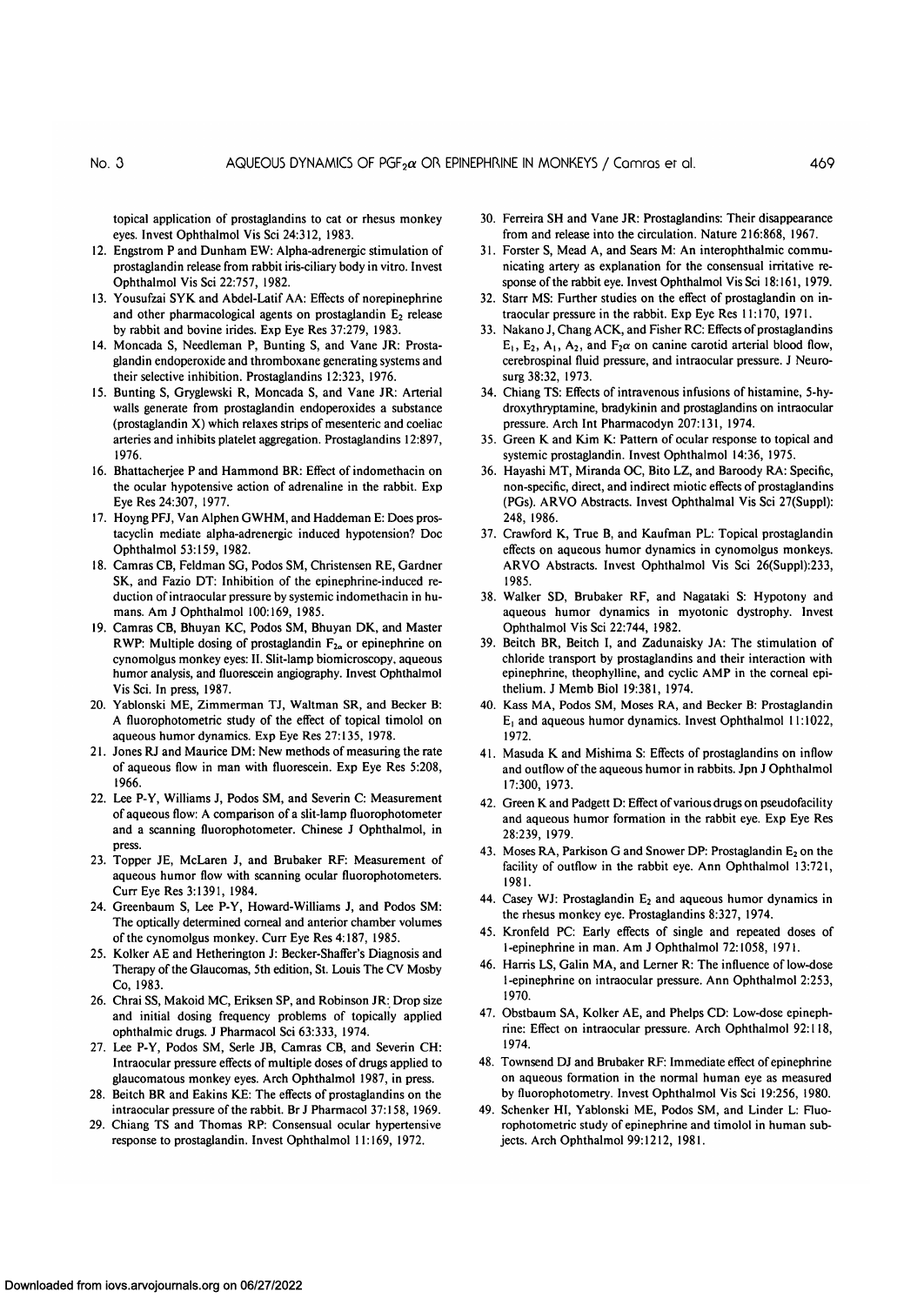topical application of prostaglandins to cat or rhesus monkey eyes. Invest Ophthalmol Vis Sci 24:312, 1983.

12. Engstrom P and Dunham EW: Alpha-adrenergic stimulation of prostaglandin release from rabbit iris-ciliary body in vitro. Invest Ophthalmol Vis Sci 22:757, 1982.
13. Yousufzai SYK and Abdel-Latif AA: Effects of norepinephrine and other pharmacological agents on prostaglandin $E_2$ release by rabbit and bovine irides. Exp Eye Res 37:279, 1983.
14. Moncada S, Needleman P, Bunting S, and Vane JR: Prostaglandin endoperoxide and thromboxane generating systems and their selective inhibition. Prostaglandins 12:323, 1976.
15. Bunting S, Gryglewski R, Moncada S, and Vane JR: Arterial walls generate from prostaglandin endoperoxides a substance (prostaglandin X) which relaxes strips of mesenteric and coeliac arteries and inhibits platelet aggregation. Prostaglandins 12:897, 1976.
16. Bhattacherjee P and Hammond BR: Effect of indomethacin on the ocular hypotensive action of adrenaline in the rabbit. Exp Eye Res 24:307, 1977.
17. Hoyng PFJ, Van Alphen GWHM, and Haddeman E: Does prostacyclin mediate alpha-adrenergic induced hypotension? Doc Ophthalmol 53:159, 1982.
18. Camras CB, Feldman SG, Podos SM, Christensen RE, Gardner SK, and Fazio DT: Inhibition of the epinephrine-induced reduction of intraocular pressure by systemic indomethacin in humans. Am J Ophthalmol 100:169, 1985.
19. Camras CB, Bhuyan KC, Podos SM, Bhuyan DK, and Master RWP: Multiple dosing of prostaglandin $F_{2\alpha}$ or epinephrine on cynomolgus monkey eyes: II. Slit-lamp biomicroscopy, aqueous humor analysis, and fluorescein angiography. Invest Ophthalmol Vis Sci. In press, 1987.
20. Yablonski ME, Zimmerman TJ, Waltman SR, and Becker B: A fluorophotometric study of the effect of topical timolol on aqueous humor dynamics. Exp Eye Res 27:135, 1978.
21. Jones RJ and Maurice DM: New methods of measuring the rate of aqueous flow in man with fluorescein. Exp Eye Res 5:208, 1966.
22. Lee P-Y, Williams J, Podos SM, and Severin C: Measurement of aqueous flow: A comparison of a slit-lamp fluorophotometer and a scanning fluorophotometer. Chinese J Ophthalmol, in press.
23. Topper JE, McLaren J, and Brubaker RF: Measurement of aqueous humor flow with scanning ocular fluorophotometers. Curr Eye Res 3:1391, 1984.
24. Greenbaum S, Lee P-Y, Howard-Williams J, and Podos SM: The optically determined corneal and anterior chamber volumes of the cynomolgus monkey. Curr Eye Res 4:187, 1985.
25. Kolker AE and Hetherington J: Becker-Shaffer's Diagnosis and Therapy of the Glaucomas, 5th edition, St. Louis The CV Mosby Co, 1983.
26. Chrai SS, Makoid MC, Eriksen SP, and Robinson JR: Drop size and initial dosing frequency problems of topically applied ophthalmic drugs. J Pharmacol Sci 63:333, 1974.
27. Lee P-Y, Podos SM, Serle JB, Camras CB, and Severin CH: Intraocular pressure effects of multiple doses of drugs applied to glaucomatous monkey eyes. Arch Ophthalmol 1987, in press.
28. Beitch BR and Eakins KE: The effects of prostaglandins on the intraocular pressure of the rabbit. Br J Pharmacol 37:158, 1969.
29. Chiang TS and Thomas RP: Consensual ocular hypertensive response to prostaglandin. Invest Ophthalmol 11:169, 1972.
30. Ferreira SH and Vane JR: Prostaglandins: Their disappearance from and release into the circulation. Nature 216:868, 1967.
31. Forster S, Mead A, and Sears M: An interophthalmic communicating artery as explanation for the consensual irritative response of the rabbit eye. Invest Ophthalmol Vis Sci 18:161, 1979.
32. Starr MS: Further studies on the effect of prostaglandin on intraocular pressure in the rabbit. Exp Eye Res 11:170, 1971.
33. Nakano J, Chang ACK, and Fisher RC: Effects of prostaglandins $E_1$, $E_2$, $A_1$, $A_2$, and $F_2\alpha$ on canine carotid arterial blood flow, cerebrospinal fluid pressure, and intraocular pressure. J Neurosurg 38:32, 1973.
34. Chiang TS: Effects of intravenous infusions of histamine, 5-hydroxythryptamine, bradykinin and prostaglandins on intraocular pressure. Arch Int Pharmacodyn 207:131, 1974.
35. Green K and Kim K: Pattern of ocular response to topical and systemic prostaglandin. Invest Ophthalmol 14:36, 1975.
36. Hayashi MT, Miranda OC, Bito LZ, and Baroody RA: Specific, non-specific, direct, and indirect miotic effects of prostaglandins (PGs). ARVO Abstracts. Invest Ophthalmal Vis Sci 27(Suppl): 248, 1986.
37. Crawford K, True B, and Kaufman PL: Topical prostaglandin effects on aqueous humor dynamics in cynomolgus monkeys. ARVO Abstracts. Invest Ophthalmol Vis Sci 26(Suppl):233, 1985.
38. Walker SD, Brubaker RF, and Nagataki S: Hypotony and aqueous humor dynamics in myotonic dystrophy. Invest Ophthalmol Vis Sci 22:744, 1982.
39. Beitch BR, Beitch I, and Zadunaisky JA: The stimulation of chloride transport by prostaglandins and their interaction with epinephrine, theophylline, and cyclic AMP in the corneal epithelium. J Memb Biol 19:381, 1974.
40. Kass MA, Podos SM, Moses RA, and Becker B: Prostaglandin $E_1$ and aqueous humor dynamics. Invest Ophthalmol 11:1022, 1972.
41. Masuda K and Mishima S: Effects of prostaglandins on inflow and outflow of the aqueous humor in rabbits. Jpn J Ophthalmol 17:300, 1973.
42. Green K and Padgett D: Effect of various drugs on pseudofacility and aqueous humor formation in the rabbit eye. Exp Eye Res 28:239, 1979.
43. Moses RA, Parkison G and Snower DP: Prostaglandin $E_2$ on the facility of outflow in the rabbit eye. Ann Ophthalmol 13:721, 1981.
44. Casey WJ: Prostaglandin $E_2$ and aqueous humor dynamics in the rhesus monkey eye. Prostaglandins 8:327, 1974.
45. Kronfeld PC: Early effects of single and repeated doses of l-epinephrine in man. Am J Ophthalmol 72:1058, 1971.
46. Harris LS, Galin MA, and Lerner R: The influence of low-dose l-epinephrine on intraocular pressure. Ann Ophthalmol 2:253, 1970.
47. Obstbaum SA, Kolker AE, and Phelps CD: Low-dose epinephrine: Effect on intraocular pressure. Arch Ophthalmol 92:118, 1974.
48. Townsend DJ and Brubaker RF: Immediate effect of epinephrine on aqueous formation in the normal human eye as measured by fluorophotometry. Invest Ophthalmol Vis Sci 19:256, 1980.
49. Schenker HI, Yablonski ME, Podos SM, and Linder L: Fluorophotometric study of epinephrine and timolol in human subjects. Arch Ophthalmol 99:1212, 1981.